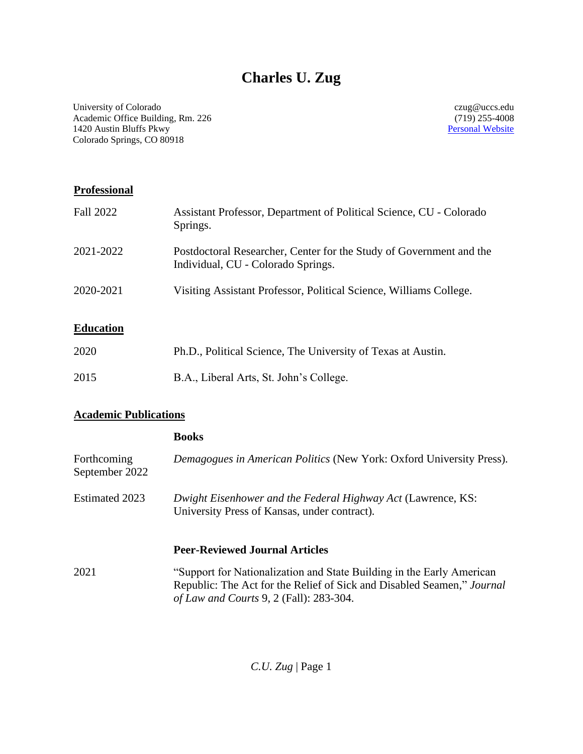# Charles U. Zug

University of Colorado
Academic Office Building, Rm. 226
1420 Austin Bluffs Pkwy
Colorado Springs, CO 80918

czug@uccs.edu
(719) 255-4008
[Personal Website]

## Professional

| | |
|---|---|
| Fall 2022 | Assistant Professor, Department of Political Science, CU - Colorado Springs. |
| 2021-2022 | Postdoctoral Researcher, Center for the Study of Government and the Individual, CU - Colorado Springs. |
| 2020-2021 | Visiting Assistant Professor, Political Science, Williams College. |

## Education

| | |
|---|---|
| 2020 | Ph.D., Political Science, The University of Texas at Austin. |
| 2015 | B.A., Liberal Arts, St. John's College. |

## Academic Publications

### Books

| | |
|---|---|
| Forthcoming September 2022 | *Demagogues in American Politics* (New York: Oxford University Press). |
| Estimated 2023 | *Dwight Eisenhower and the Federal Highway Act* (Lawrence, KS: University Press of Kansas, under contract). |

### Peer-Reviewed Journal Articles

| | |
|---|---|
| 2021 | "Support for Nationalization and State Building in the Early American Republic: The Act for the Relief of Sick and Disabled Seamen," *Journal of Law and Courts* 9, 2 (Fall): 283-304. |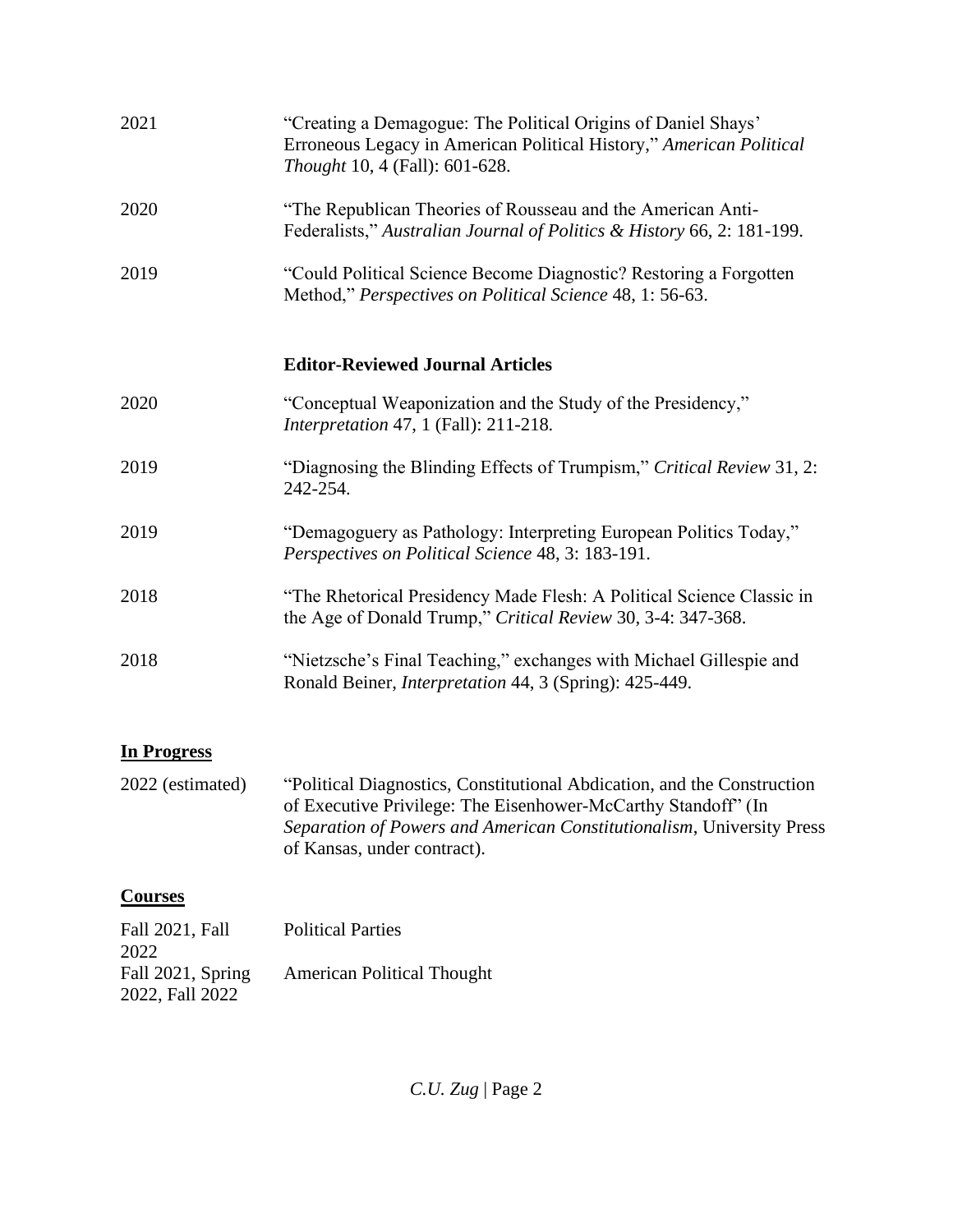2021 — "Creating a Demagogue: The Political Origins of Daniel Shays' Erroneous Legacy in American Political History," *American Political Thought* 10, 4 (Fall): 601-628.

2020 — "The Republican Theories of Rousseau and the American Anti-Federalists," *Australian Journal of Politics & History* 66, 2: 181-199.

2019 — "Could Political Science Become Diagnostic? Restoring a Forgotten Method," *Perspectives on Political Science* 48, 1: 56-63.

**Editor-Reviewed Journal Articles**

2020 — "Conceptual Weaponization and the Study of the Presidency," *Interpretation* 47, 1 (Fall): 211-218.

2019 — "Diagnosing the Blinding Effects of Trumpism," *Critical Review* 31, 2: 242-254.

2019 — "Demagoguery as Pathology: Interpreting European Politics Today," *Perspectives on Political Science* 48, 3: 183-191.

2018 — "The Rhetorical Presidency Made Flesh: A Political Science Classic in the Age of Donald Trump," *Critical Review* 30, 3-4: 347-368.

2018 — "Nietzsche's Final Teaching," exchanges with Michael Gillespie and Ronald Beiner, *Interpretation* 44, 3 (Spring): 425-449.

## In Progress

2022 (estimated) — "Political Diagnostics, Constitutional Abdication, and the Construction of Executive Privilege: The Eisenhower-McCarthy Standoff" (In *Separation of Powers and American Constitutionalism*, University Press of Kansas, under contract).

## Courses

| Term | Course |
| --- | --- |
| Fall 2021, Fall 2022 | Political Parties |
| Fall 2021, Spring 2022, Fall 2022 | American Political Thought |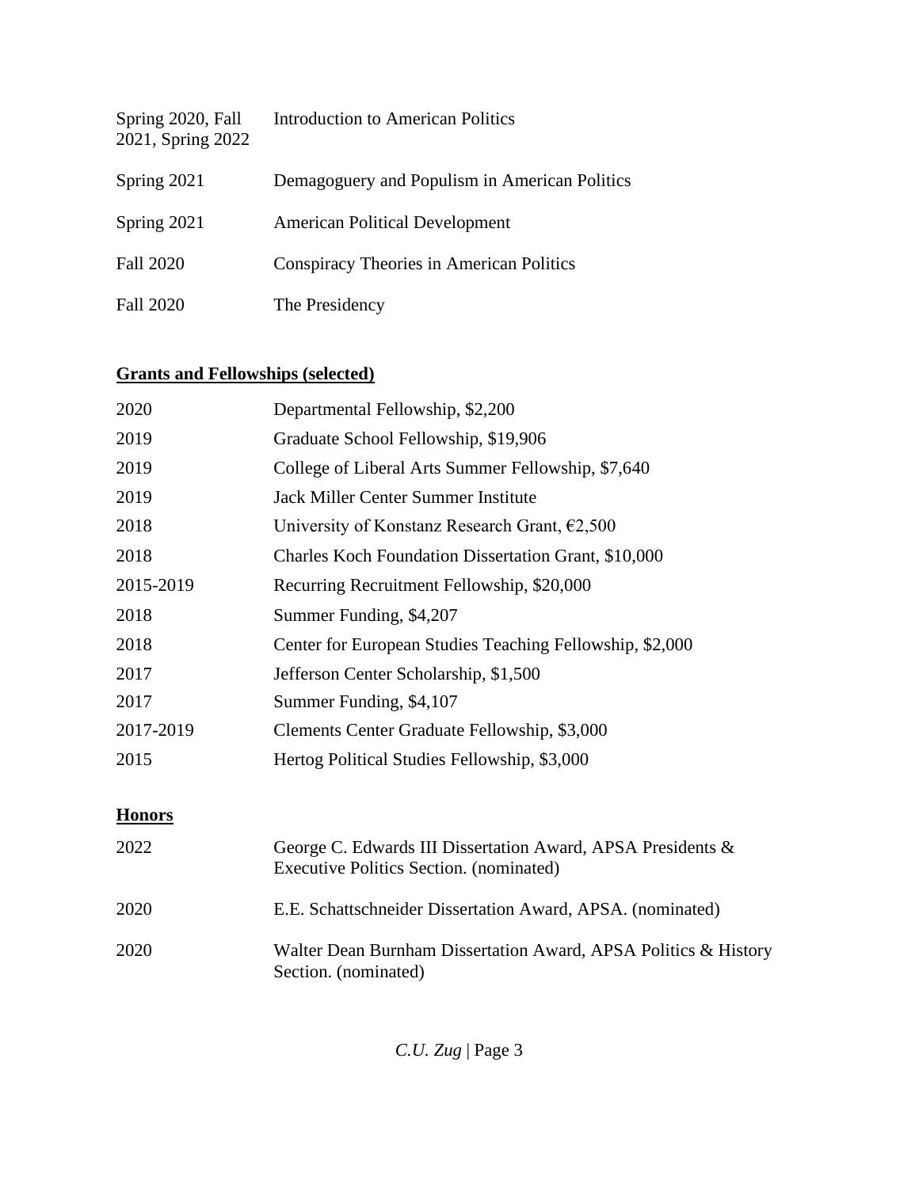| | |
|---|---|
| Spring 2020, Fall 2021, Spring 2022 | Introduction to American Politics |
| Spring 2021 | Demagoguery and Populism in American Politics |
| Spring 2021 | American Political Development |
| Fall 2020 | Conspiracy Theories in American Politics |
| Fall 2020 | The Presidency |

## Grants and Fellowships (selected)

| | |
|---|---|
| 2020 | Departmental Fellowship, $2,200 |
| 2019 | Graduate School Fellowship, $19,906 |
| 2019 | College of Liberal Arts Summer Fellowship, $7,640 |
| 2019 | Jack Miller Center Summer Institute |
| 2018 | University of Konstanz Research Grant, €2,500 |
| 2018 | Charles Koch Foundation Dissertation Grant, $10,000 |
| 2015-2019 | Recurring Recruitment Fellowship, $20,000 |
| 2018 | Summer Funding, $4,207 |
| 2018 | Center for European Studies Teaching Fellowship, $2,000 |
| 2017 | Jefferson Center Scholarship, $1,500 |
| 2017 | Summer Funding, $4,107 |
| 2017-2019 | Clements Center Graduate Fellowship, $3,000 |
| 2015 | Hertog Political Studies Fellowship, $3,000 |

## Honors

| | |
|---|---|
| 2022 | George C. Edwards III Dissertation Award, APSA Presidents & Executive Politics Section. (nominated) |
| 2020 | E.E. Schattschneider Dissertation Award, APSA. (nominated) |
| 2020 | Walter Dean Burnham Dissertation Award, APSA Politics & History Section. (nominated) |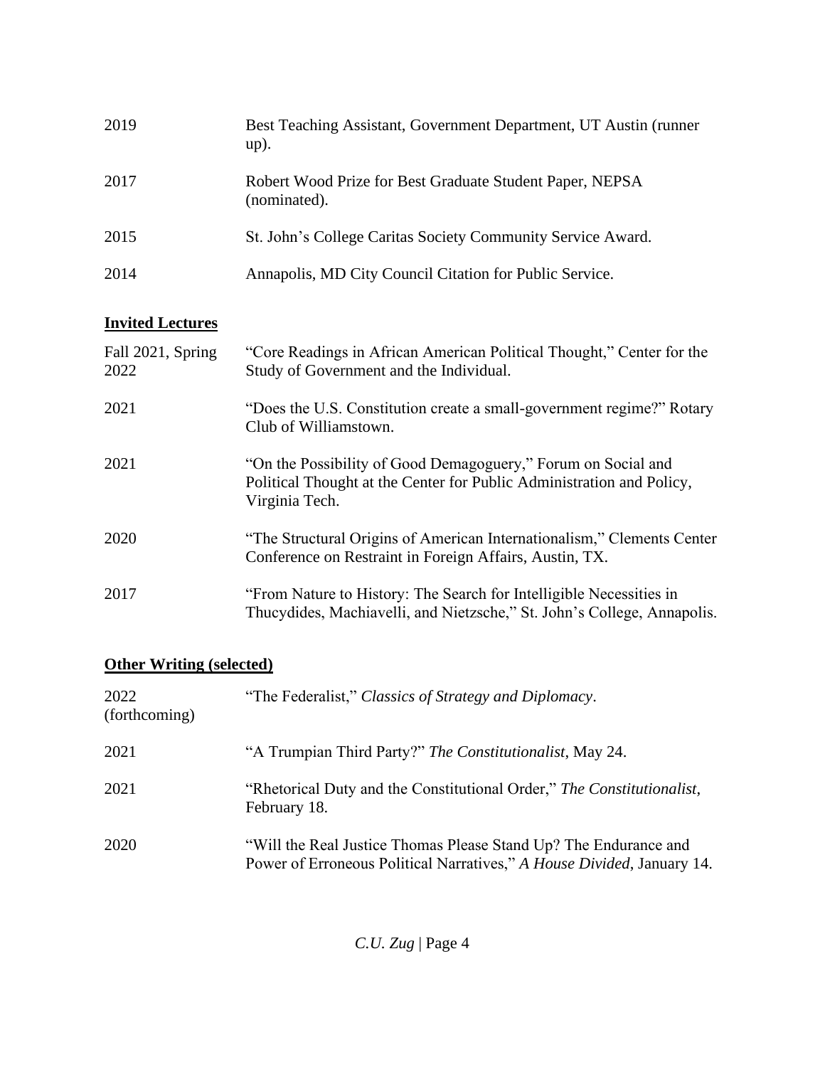| | |
|---|---|
| 2019 | Best Teaching Assistant, Government Department, UT Austin (runner up). |
| 2017 | Robert Wood Prize for Best Graduate Student Paper, NEPSA (nominated). |
| 2015 | St. John's College Caritas Society Community Service Award. |
| 2014 | Annapolis, MD City Council Citation for Public Service. |

## **Invited Lectures**

| | |
|---|---|
| Fall 2021, Spring 2022 | "Core Readings in African American Political Thought," Center for the Study of Government and the Individual. |
| 2021 | "Does the U.S. Constitution create a small-government regime?" Rotary Club of Williamstown. |
| 2021 | "On the Possibility of Good Demagoguery," Forum on Social and Political Thought at the Center for Public Administration and Policy, Virginia Tech. |
| 2020 | "The Structural Origins of American Internationalism," Clements Center Conference on Restraint in Foreign Affairs, Austin, TX. |
| 2017 | "From Nature to History: The Search for Intelligible Necessities in Thucydides, Machiavelli, and Nietzsche," St. John's College, Annapolis. |

## **Other Writing (selected)**

| | |
|---|---|
| 2022 (forthcoming) | "The Federalist," *Classics of Strategy and Diplomacy*. |
| 2021 | "A Trumpian Third Party?" *The Constitutionalist*, May 24. |
| 2021 | "Rhetorical Duty and the Constitutional Order," *The Constitutionalist*, February 18. |
| 2020 | "Will the Real Justice Thomas Please Stand Up? The Endurance and Power of Erroneous Political Narratives," *A House Divided*, January 14. |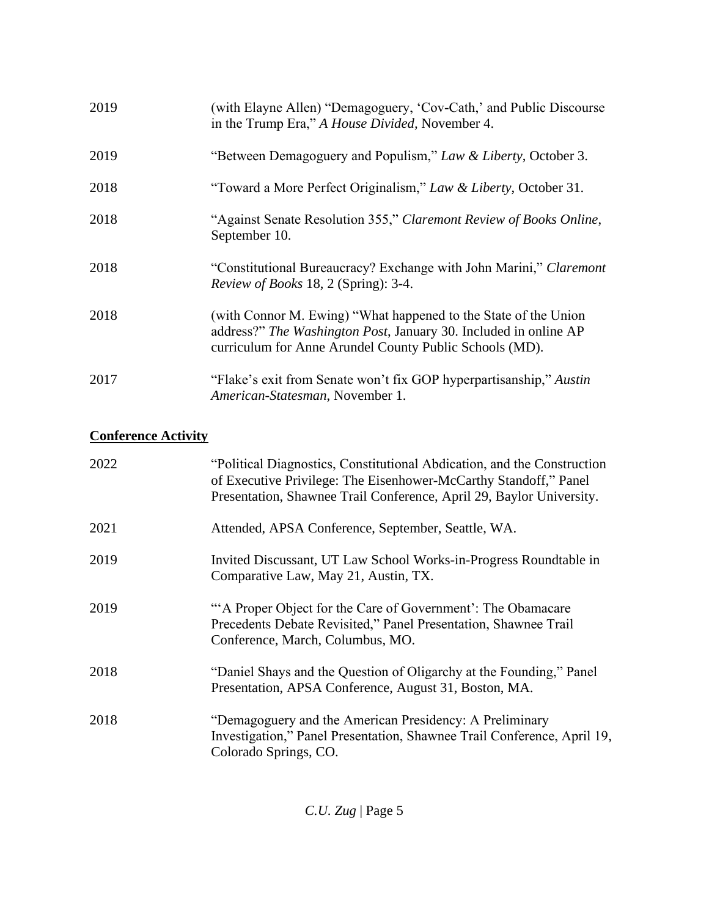2019 (with Elayne Allen) "Demagoguery, 'Cov-Cath,' and Public Discourse in the Trump Era," *A House Divided*, November 4.

2019 "Between Demagoguery and Populism," *Law & Liberty*, October 3.

2018 "Toward a More Perfect Originalism," *Law & Liberty*, October 31.

2018 "Against Senate Resolution 355," *Claremont Review of Books Online*, September 10.

2018 "Constitutional Bureaucracy? Exchange with John Marini," *Claremont Review of Books* 18, 2 (Spring): 3-4.

2018 (with Connor M. Ewing) "What happened to the State of the Union address?" *The Washington Post*, January 30. Included in online AP curriculum for Anne Arundel County Public Schools (MD).

2017 "Flake's exit from Senate won't fix GOP hyperpartisanship," *Austin American-Statesman*, November 1.

## Conference Activity

2022 "Political Diagnostics, Constitutional Abdication, and the Construction of Executive Privilege: The Eisenhower-McCarthy Standoff," Panel Presentation, Shawnee Trail Conference, April 29, Baylor University.

2021 Attended, APSA Conference, September, Seattle, WA.

2019 Invited Discussant, UT Law School Works-in-Progress Roundtable in Comparative Law, May 21, Austin, TX.

2019 "'A Proper Object for the Care of Government': The Obamacare Precedents Debate Revisited," Panel Presentation, Shawnee Trail Conference, March, Columbus, MO.

2018 "Daniel Shays and the Question of Oligarchy at the Founding," Panel Presentation, APSA Conference, August 31, Boston, MA.

2018 "Demagoguery and the American Presidency: A Preliminary Investigation," Panel Presentation, Shawnee Trail Conference, April 19, Colorado Springs, CO.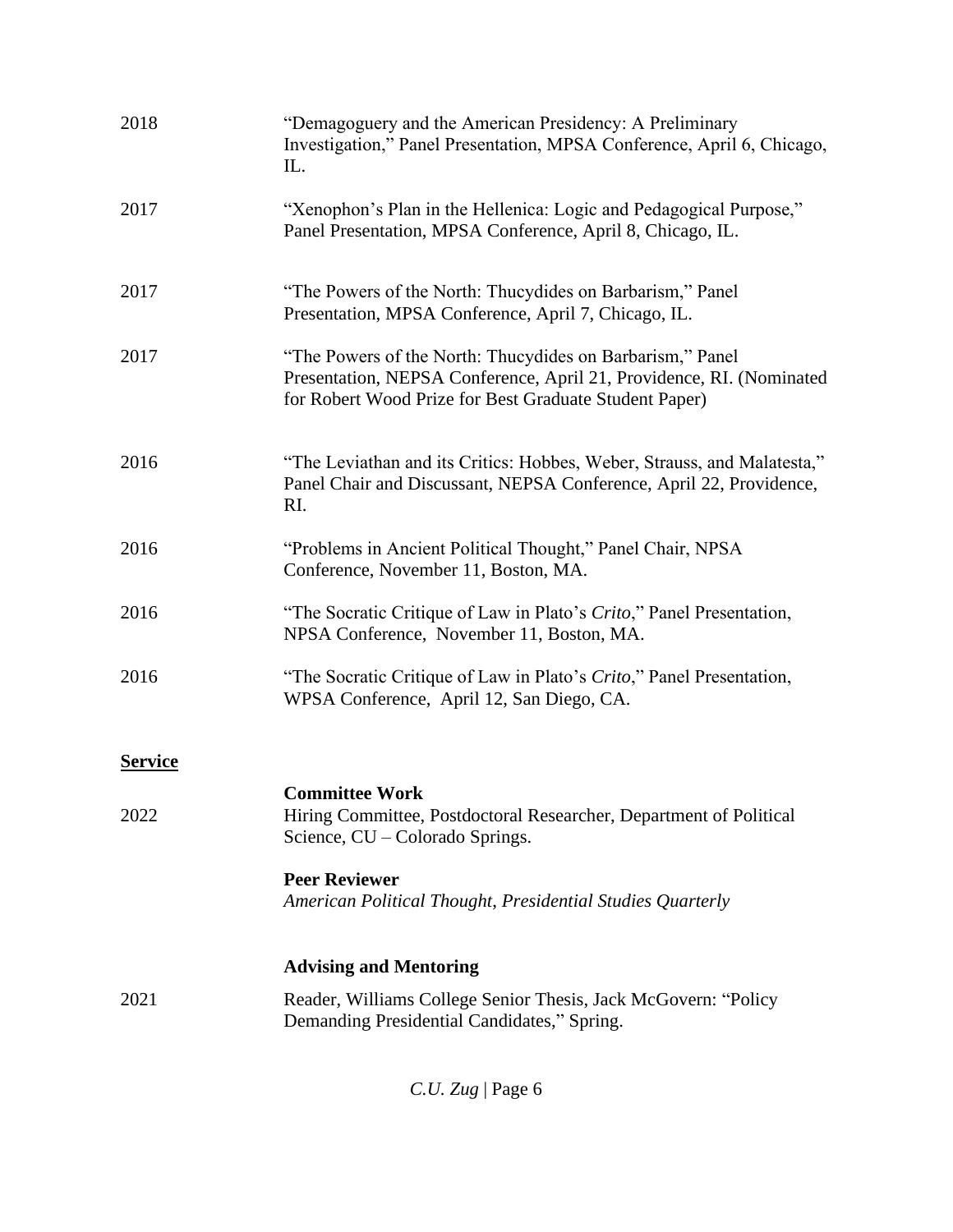2018 — "Demagoguery and the American Presidency: A Preliminary Investigation," Panel Presentation, MPSA Conference, April 6, Chicago, IL.

2017 — "Xenophon's Plan in the Hellenica: Logic and Pedagogical Purpose," Panel Presentation, MPSA Conference, April 8, Chicago, IL.

2017 — "The Powers of the North: Thucydides on Barbarism," Panel Presentation, MPSA Conference, April 7, Chicago, IL.

2017 — "The Powers of the North: Thucydides on Barbarism," Panel Presentation, NEPSA Conference, April 21, Providence, RI. (Nominated for Robert Wood Prize for Best Graduate Student Paper)

2016 — "The Leviathan and its Critics: Hobbes, Weber, Strauss, and Malatesta," Panel Chair and Discussant, NEPSA Conference, April 22, Providence, RI.

2016 — "Problems in Ancient Political Thought," Panel Chair, NPSA Conference, November 11, Boston, MA.

2016 — "The Socratic Critique of Law in Plato's *Crito*," Panel Presentation, NPSA Conference, November 11, Boston, MA.

2016 — "The Socratic Critique of Law in Plato's *Crito*," Panel Presentation, WPSA Conference, April 12, San Diego, CA.

## Service

**Committee Work**

2022 — Hiring Committee, Postdoctoral Researcher, Department of Political Science, CU – Colorado Springs.

**Peer Reviewer**

*American Political Thought*, *Presidential Studies Quarterly*

**Advising and Mentoring**

2021 — Reader, Williams College Senior Thesis, Jack McGovern: "Policy Demanding Presidential Candidates," Spring.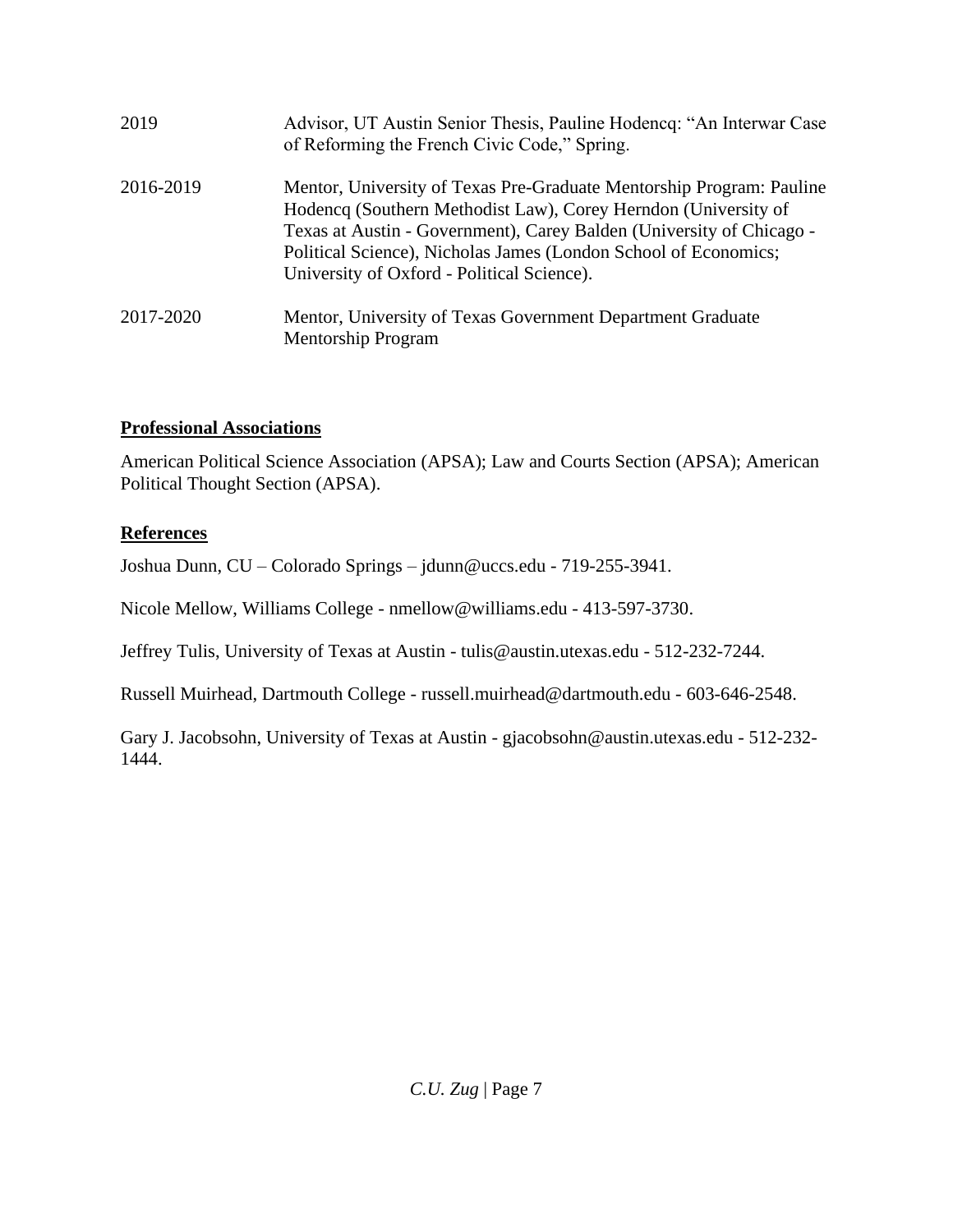| | |
|---|---|
| 2019 | Advisor, UT Austin Senior Thesis, Pauline Hodencq: "An Interwar Case of Reforming the French Civic Code," Spring. |
| 2016-2019 | Mentor, University of Texas Pre-Graduate Mentorship Program: Pauline Hodencq (Southern Methodist Law), Corey Herndon (University of Texas at Austin - Government), Carey Balden (University of Chicago - Political Science), Nicholas James (London School of Economics; University of Oxford - Political Science). |
| 2017-2020 | Mentor, University of Texas Government Department Graduate Mentorship Program |

## Professional Associations

American Political Science Association (APSA); Law and Courts Section (APSA); American Political Thought Section (APSA).

## References

Joshua Dunn, CU – Colorado Springs – jdunn@uccs.edu - 719-255-3941.

Nicole Mellow, Williams College - nmellow@williams.edu - 413-597-3730.

Jeffrey Tulis, University of Texas at Austin - tulis@austin.utexas.edu - 512-232-7244.

Russell Muirhead, Dartmouth College - russell.muirhead@dartmouth.edu - 603-646-2548.

Gary J. Jacobsohn, University of Texas at Austin - gjacobsohn@austin.utexas.edu - 512-232-1444.